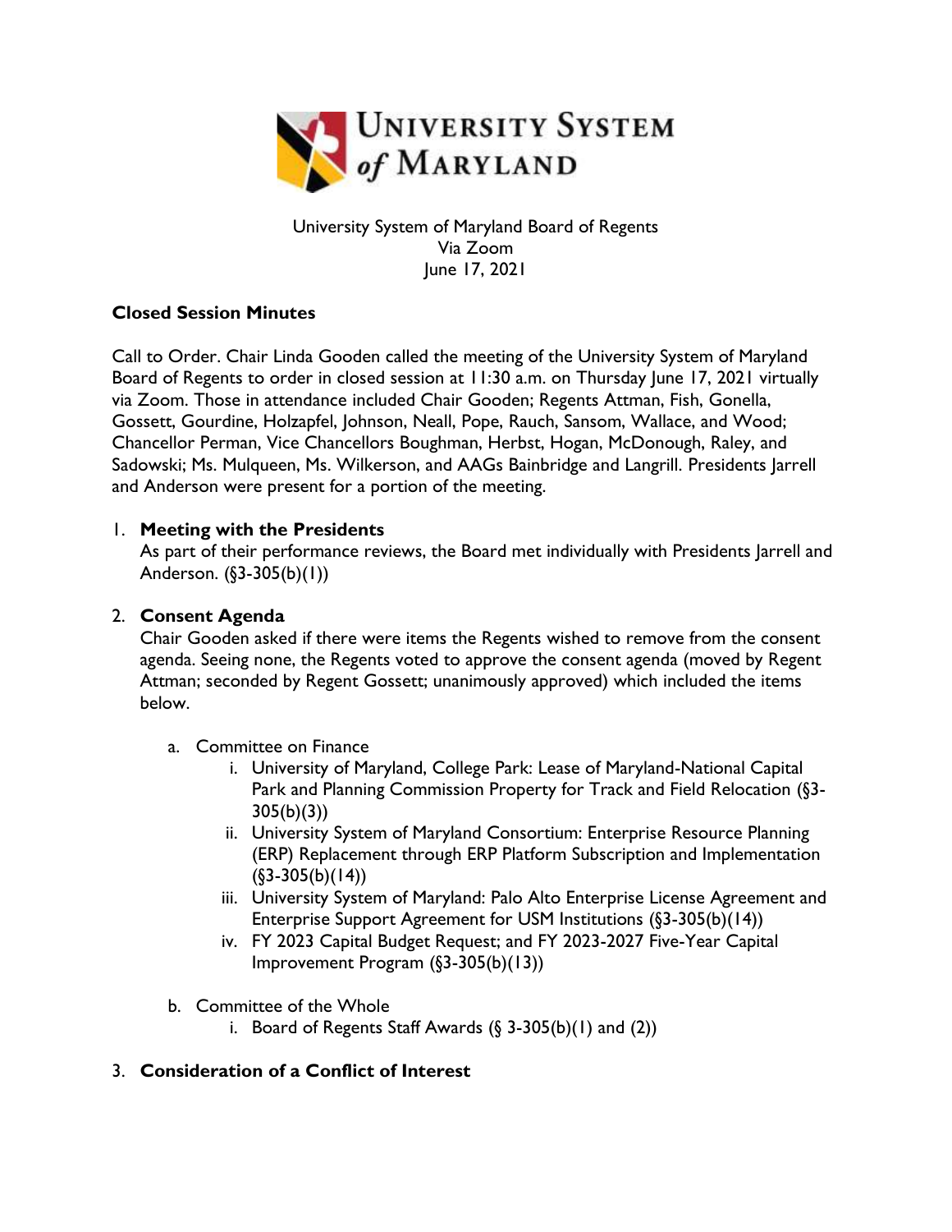University System of Maryland Board of Regents
Via Zoom
June 17, 2021

**Closed Session Minutes**

Call to Order. Chair Linda Gooden called the meeting of the University System of Maryland Board of Regents to order in closed session at 11:30 a.m. on Thursday June 17, 2021 virtually via Zoom. Those in attendance included Chair Gooden; Regents Attman, Fish, Gonella, Gossett, Gourdine, Holzapfel, Johnson, Neall, Pope, Rauch, Sansom, Wallace, and Wood; Chancellor Perman, Vice Chancellors Boughman, Herbst, Hogan, McDonough, Raley, and Sadowski; Ms. Mulqueen, Ms. Wilkerson, and AAGs Bainbridge and Langrill. Presidents Jarrell and Anderson were present for a portion of the meeting.

1. **Meeting with the Presidents**
   As part of their performance reviews, the Board met individually with Presidents Jarrell and Anderson. (§3-305(b)(1))

2. **Consent Agenda**
   Chair Gooden asked if there were items the Regents wished to remove from the consent agenda. Seeing none, the Regents voted to approve the consent agenda (moved by Regent Attman; seconded by Regent Gossett; unanimously approved) which included the items below.

   a. Committee on Finance
      i. University of Maryland, College Park: Lease of Maryland-National Capital Park and Planning Commission Property for Track and Field Relocation (§3-305(b)(3))
      ii. University System of Maryland Consortium: Enterprise Resource Planning (ERP) Replacement through ERP Platform Subscription and Implementation (§3-305(b)(14))
      iii. University System of Maryland: Palo Alto Enterprise License Agreement and Enterprise Support Agreement for USM Institutions (§3-305(b)(14))
      iv. FY 2023 Capital Budget Request; and FY 2023-2027 Five-Year Capital Improvement Program (§3-305(b)(13))

   b. Committee of the Whole
      i. Board of Regents Staff Awards (§ 3-305(b)(1) and (2))

3. **Consideration of a Conflict of Interest**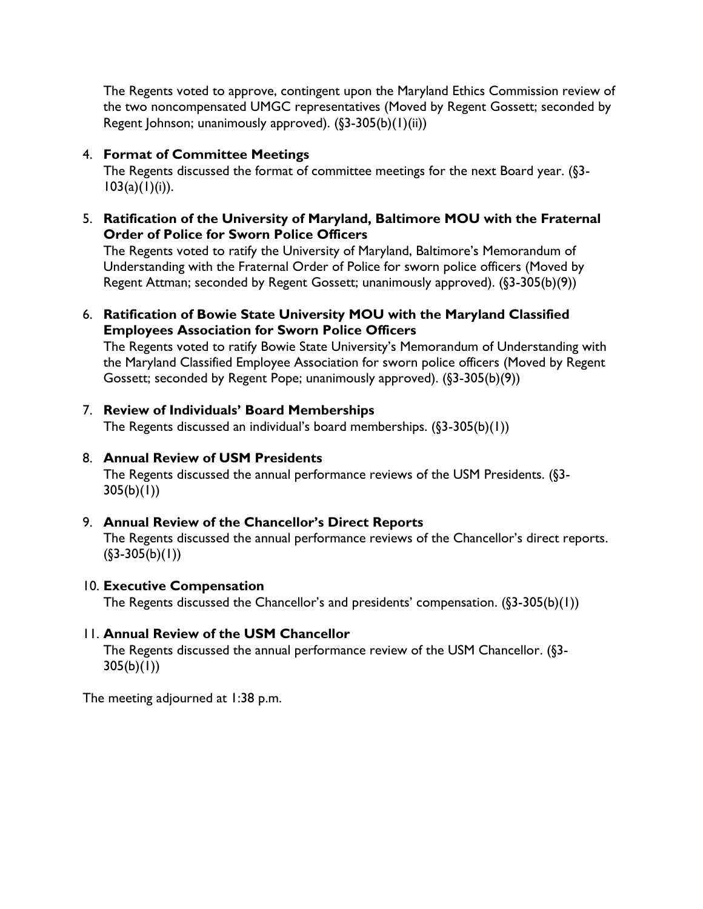The Regents voted to approve, contingent upon the Maryland Ethics Commission review of the two noncompensated UMGC representatives (Moved by Regent Gossett; seconded by Regent Johnson; unanimously approved). (§3-305(b)(1)(ii))

4. **Format of Committee Meetings**
   The Regents discussed the format of committee meetings for the next Board year. (§3-103(a)(1)(i)).

5. **Ratification of the University of Maryland, Baltimore MOU with the Fraternal Order of Police for Sworn Police Officers**
   The Regents voted to ratify the University of Maryland, Baltimore's Memorandum of Understanding with the Fraternal Order of Police for sworn police officers (Moved by Regent Attman; seconded by Regent Gossett; unanimously approved). (§3-305(b)(9))

6. **Ratification of Bowie State University MOU with the Maryland Classified Employees Association for Sworn Police Officers**
   The Regents voted to ratify Bowie State University's Memorandum of Understanding with the Maryland Classified Employee Association for sworn police officers (Moved by Regent Gossett; seconded by Regent Pope; unanimously approved). (§3-305(b)(9))

7. **Review of Individuals' Board Memberships**
   The Regents discussed an individual's board memberships. (§3-305(b)(1))

8. **Annual Review of USM Presidents**
   The Regents discussed the annual performance reviews of the USM Presidents. (§3-305(b)(1))

9. **Annual Review of the Chancellor's Direct Reports**
   The Regents discussed the annual performance reviews of the Chancellor's direct reports. (§3-305(b)(1))

10. **Executive Compensation**
    The Regents discussed the Chancellor's and presidents' compensation. (§3-305(b)(1))

11. **Annual Review of the USM Chancellor**
    The Regents discussed the annual performance review of the USM Chancellor. (§3-305(b)(1))

The meeting adjourned at 1:38 p.m.